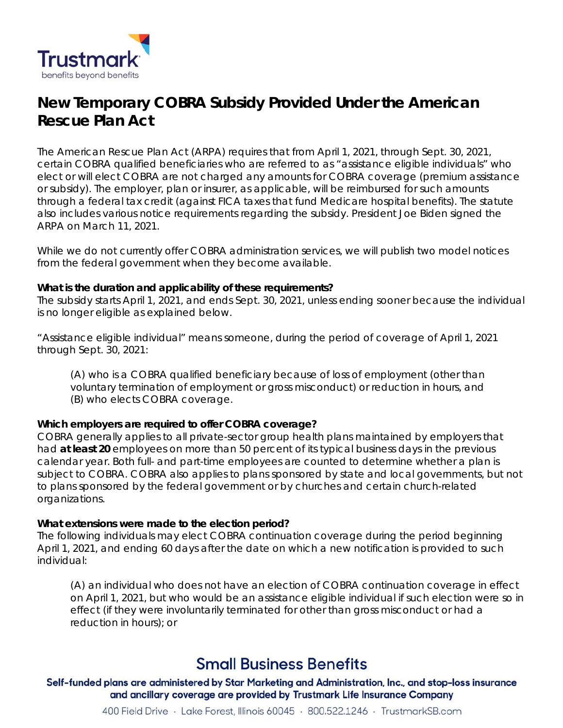# New Temporary COBRA Subsidy Provided Under the American Rescue Plan Act

The American Rescue Plan Act (ARPA) requires that from April 1, 2021, through Sept. 30, 2021, certain COBRA qualified beneficiaries who are referred to as "assistance eligible individuals" who elect or will elect COBRA are not charged any amounts for COBRA coverage (premium assistance or subsidy). The employer, plan or insurer, as applicable, will be reimbursed for such amounts through a federal tax credit (against FICA taxes that fund Medicare hospital benefits). The statute also includes various notice requirements regarding the subsidy. President Joe Biden signed the ARPA on March 11, 2021.

While we do not currently offer COBRA administration services, we will publish two model notices from the federal government when they become available.

**What is the duration and applicability of these requirements?**
The subsidy starts April 1, 2021, and ends Sept. 30, 2021, unless ending sooner because the individual is no longer eligible as explained below.

"Assistance eligible individual" means someone, during the period of coverage of April 1, 2021 through Sept. 30, 2021:

> (A) who is a COBRA qualified beneficiary because of loss of employment (other than voluntary termination of employment or gross misconduct) or reduction in hours, and
> (B) who elects COBRA coverage.

**Which employers are required to offer COBRA coverage?**
COBRA generally applies to all private-sector group health plans maintained by employers that had **at least 20** employees on more than 50 percent of its typical business days in the previous calendar year. Both full- and part-time employees are counted to determine whether a plan is subject to COBRA. COBRA also applies to plans sponsored by state and local governments, but not to plans sponsored by the federal government or by churches and certain church-related organizations.

**What extensions were made to the election period?**
The following individuals may elect COBRA continuation coverage during the period beginning April 1, 2021, and ending 60 days after the date on which a new notification is provided to such individual:

> (A) an individual who does not have an election of COBRA continuation coverage in effect on April 1, 2021, but who would be an assistance eligible individual if such election were so in effect (if they were involuntarily terminated for other than gross misconduct or had a reduction in hours); or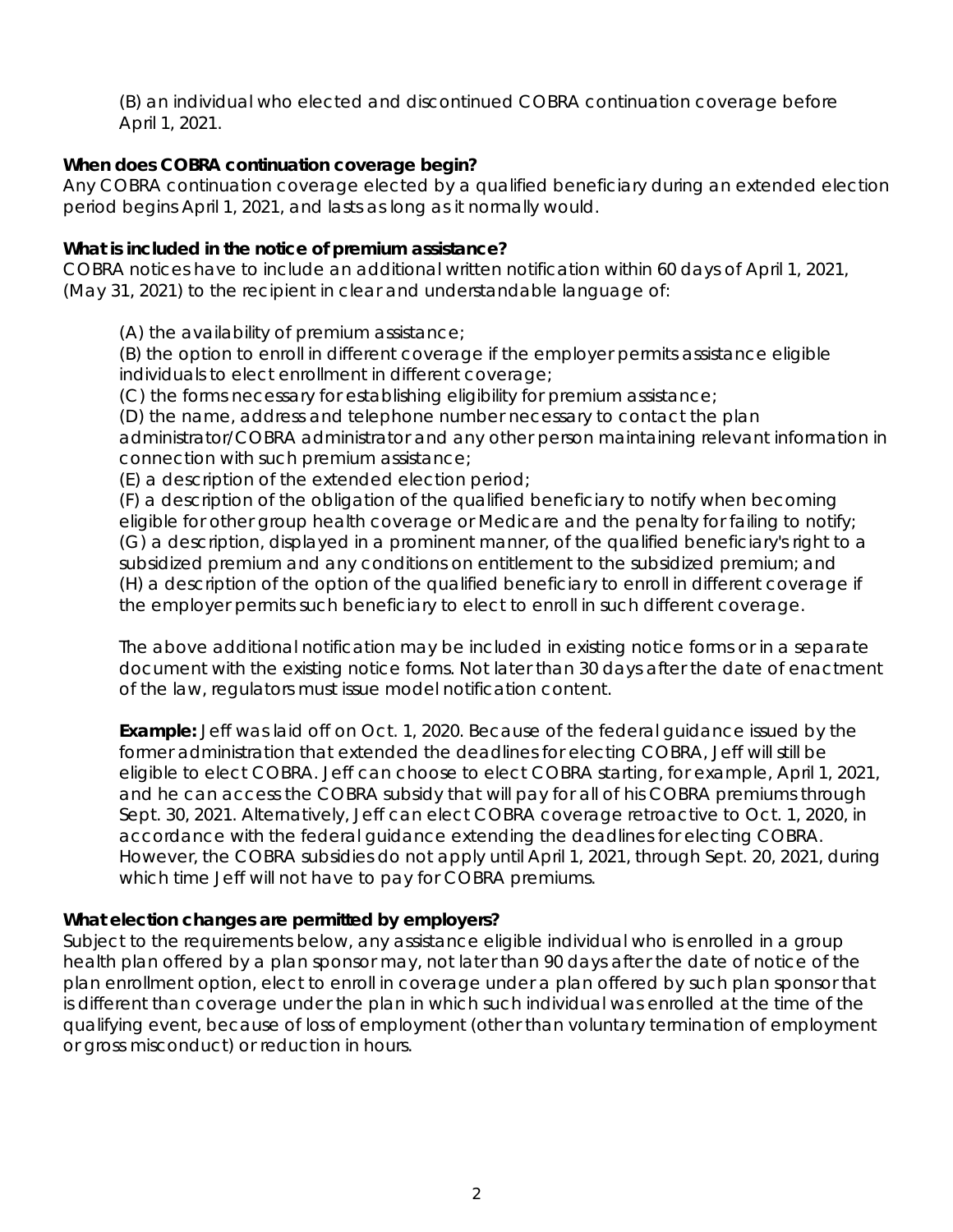(B) an individual who elected and discontinued COBRA continuation coverage before April 1, 2021.

**When does COBRA continuation coverage begin?**
Any COBRA continuation coverage elected by a qualified beneficiary during an extended election period begins April 1, 2021, and lasts as long as it normally would.

**What is included in the notice of premium assistance?**
COBRA notices have to include an additional written notification within 60 days of April 1, 2021, (May 31, 2021) to the recipient in clear and understandable language of:

(A) the availability of premium assistance;
(B) the option to enroll in different coverage if the employer permits assistance eligible individuals to elect enrollment in different coverage;
(C) the forms necessary for establishing eligibility for premium assistance;
(D) the name, address and telephone number necessary to contact the plan administrator/COBRA administrator and any other person maintaining relevant information in connection with such premium assistance;
(E) a description of the extended election period;
(F) a description of the obligation of the qualified beneficiary to notify when becoming eligible for other group health coverage or Medicare and the penalty for failing to notify;
(G) a description, displayed in a prominent manner, of the qualified beneficiary's right to a subsidized premium and any conditions on entitlement to the subsidized premium; and
(H) a description of the option of the qualified beneficiary to enroll in different coverage if the employer permits such beneficiary to elect to enroll in such different coverage.

The above additional notification may be included in existing notice forms or in a separate document with the existing notice forms. Not later than 30 days after the date of enactment of the law, regulators must issue model notification content.

**Example:** Jeff was laid off on Oct. 1, 2020. Because of the federal guidance issued by the former administration that extended the deadlines for electing COBRA, Jeff will still be eligible to elect COBRA. Jeff can choose to elect COBRA starting, for example, April 1, 2021, and he can access the COBRA subsidy that will pay for all of his COBRA premiums through Sept. 30, 2021. Alternatively, Jeff can elect COBRA coverage retroactive to Oct. 1, 2020, in accordance with the federal guidance extending the deadlines for electing COBRA. However, the COBRA subsidies do not apply until April 1, 2021, through Sept. 20, 2021, during which time Jeff will not have to pay for COBRA premiums.

**What election changes are permitted by employers?**
Subject to the requirements below, any assistance eligible individual who is enrolled in a group health plan offered by a plan sponsor may, not later than 90 days after the date of notice of the plan enrollment option, elect to enroll in coverage under a plan offered by such plan sponsor that is different than coverage under the plan in which such individual was enrolled at the time of the qualifying event, because of loss of employment (other than voluntary termination of employment or gross misconduct) or reduction in hours.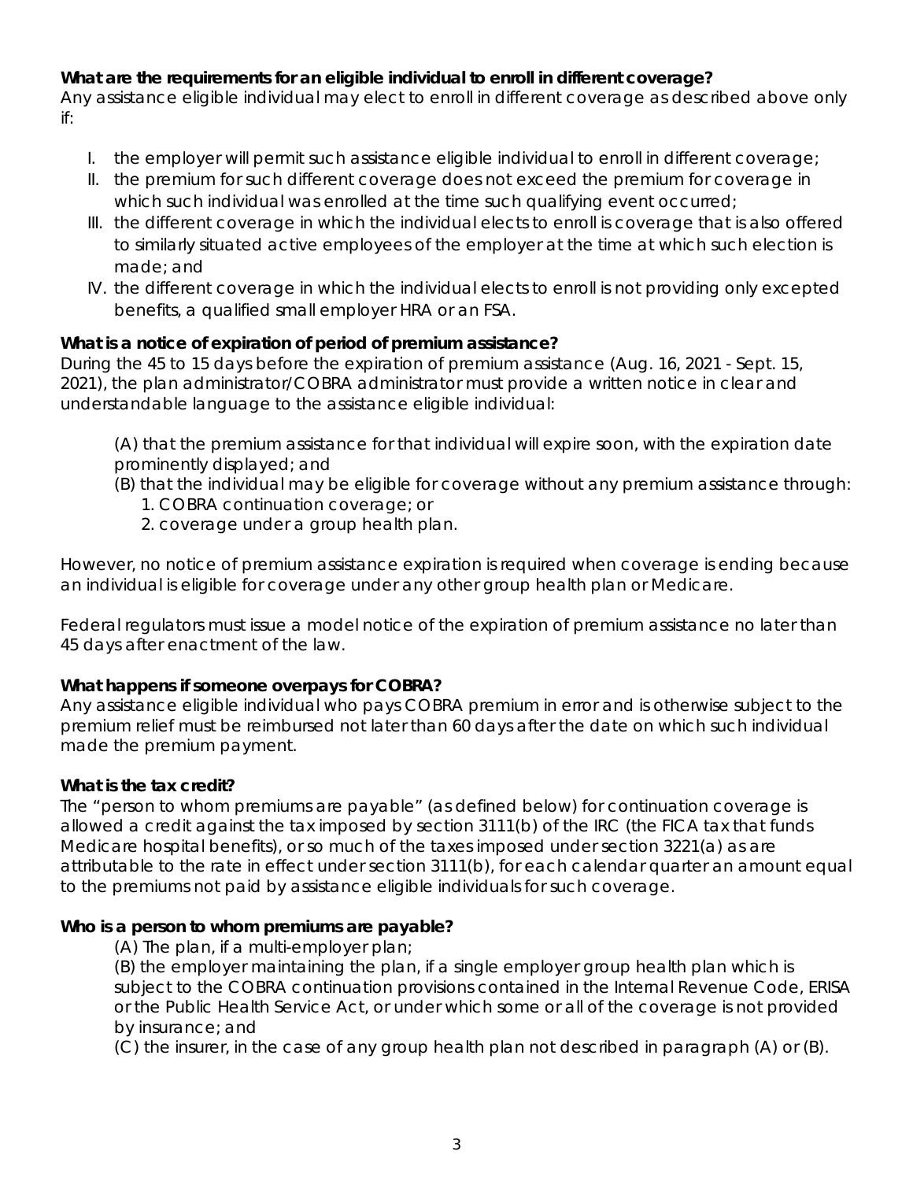**What are the requirements for an eligible individual to enroll in different coverage?**

Any assistance eligible individual may elect to enroll in different coverage as described above only if:

I. the employer will permit such assistance eligible individual to enroll in different coverage;
II. the premium for such different coverage does not exceed the premium for coverage in which such individual was enrolled at the time such qualifying event occurred;
III. the different coverage in which the individual elects to enroll is coverage that is also offered to similarly situated active employees of the employer at the time at which such election is made; and
IV. the different coverage in which the individual elects to enroll is not providing only excepted benefits, a qualified small employer HRA or an FSA.

**What is a notice of expiration of period of premium assistance?**

During the 45 to 15 days before the expiration of premium assistance (Aug. 16, 2021 - Sept. 15, 2021), the plan administrator/COBRA administrator must provide a written notice in clear and understandable language to the assistance eligible individual:

(A) that the premium assistance for that individual will expire soon, with the expiration date prominently displayed; and
(B) that the individual may be eligible for coverage without any premium assistance through:
1. COBRA continuation coverage; or
2. coverage under a group health plan.

However, no notice of premium assistance expiration is required when coverage is ending because an individual is eligible for coverage under any other group health plan or Medicare.

Federal regulators must issue a model notice of the expiration of premium assistance no later than 45 days after enactment of the law.

**What happens if someone overpays for COBRA?**

Any assistance eligible individual who pays COBRA premium in error and is otherwise subject to the premium relief must be reimbursed not later than 60 days after the date on which such individual made the premium payment.

**What is the tax credit?**

The "person to whom premiums are payable" (as defined below) for continuation coverage is allowed a credit against the tax imposed by section 3111(b) of the IRC (the FICA tax that funds Medicare hospital benefits), or so much of the taxes imposed under section 3221(a) as are attributable to the rate in effect under section 3111(b), for each calendar quarter an amount equal to the premiums not paid by assistance eligible individuals for such coverage.

**Who is a person to whom premiums are payable?**

(A) The plan, if a multi-employer plan;
(B) the employer maintaining the plan, if a single employer group health plan which is subject to the COBRA continuation provisions contained in the Internal Revenue Code, ERISA or the Public Health Service Act, or under which some or all of the coverage is not provided by insurance; and
(C) the insurer, in the case of any group health plan not described in paragraph (A) or (B).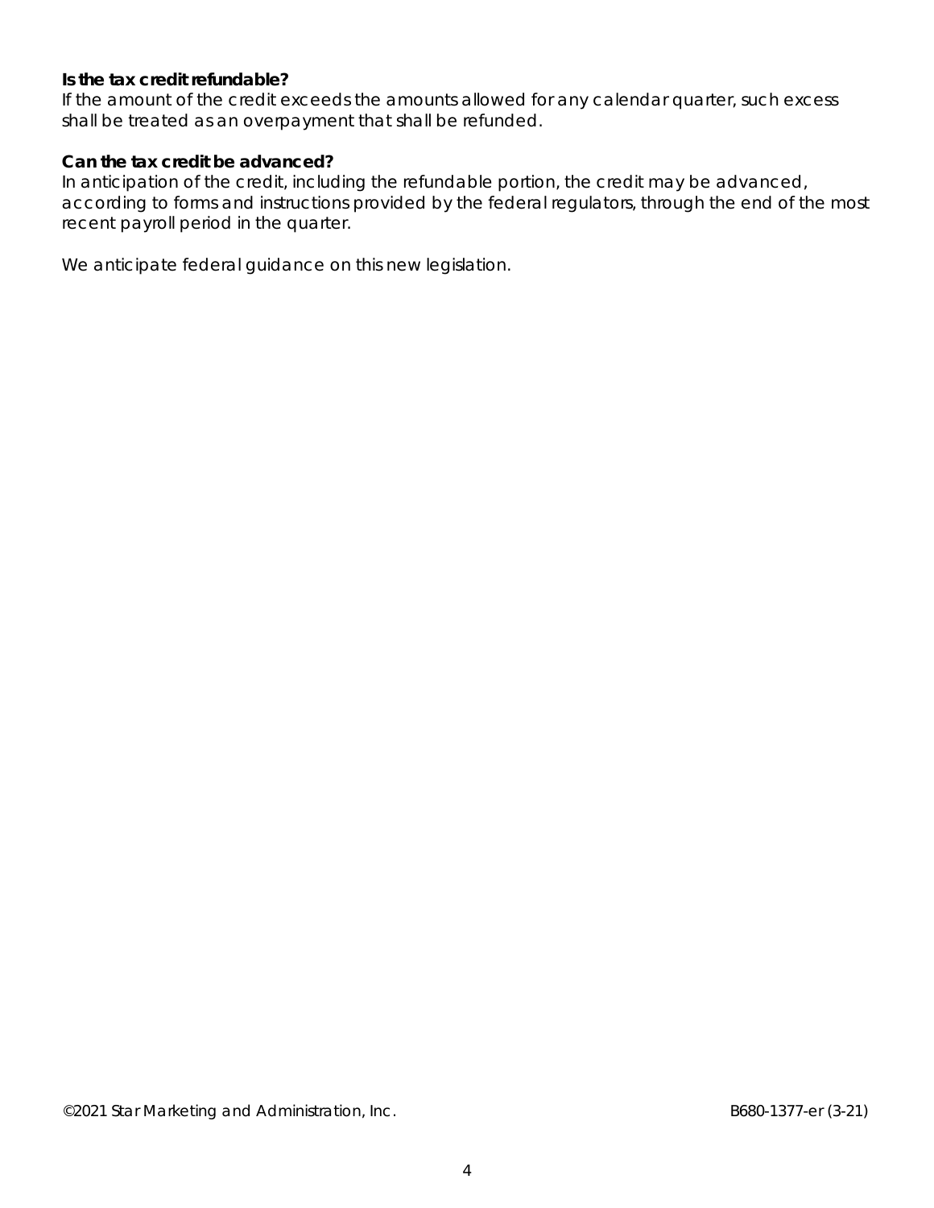**Is the tax credit refundable?**
If the amount of the credit exceeds the amounts allowed for any calendar quarter, such excess shall be treated as an overpayment that shall be refunded.

**Can the tax credit be advanced?**
In anticipation of the credit, including the refundable portion, the credit may be advanced, according to forms and instructions provided by the federal regulators, through the end of the most recent payroll period in the quarter.

We anticipate federal guidance on this new legislation.

©2021 Star Marketing and Administration, Inc. B680-1377-er (3-21)